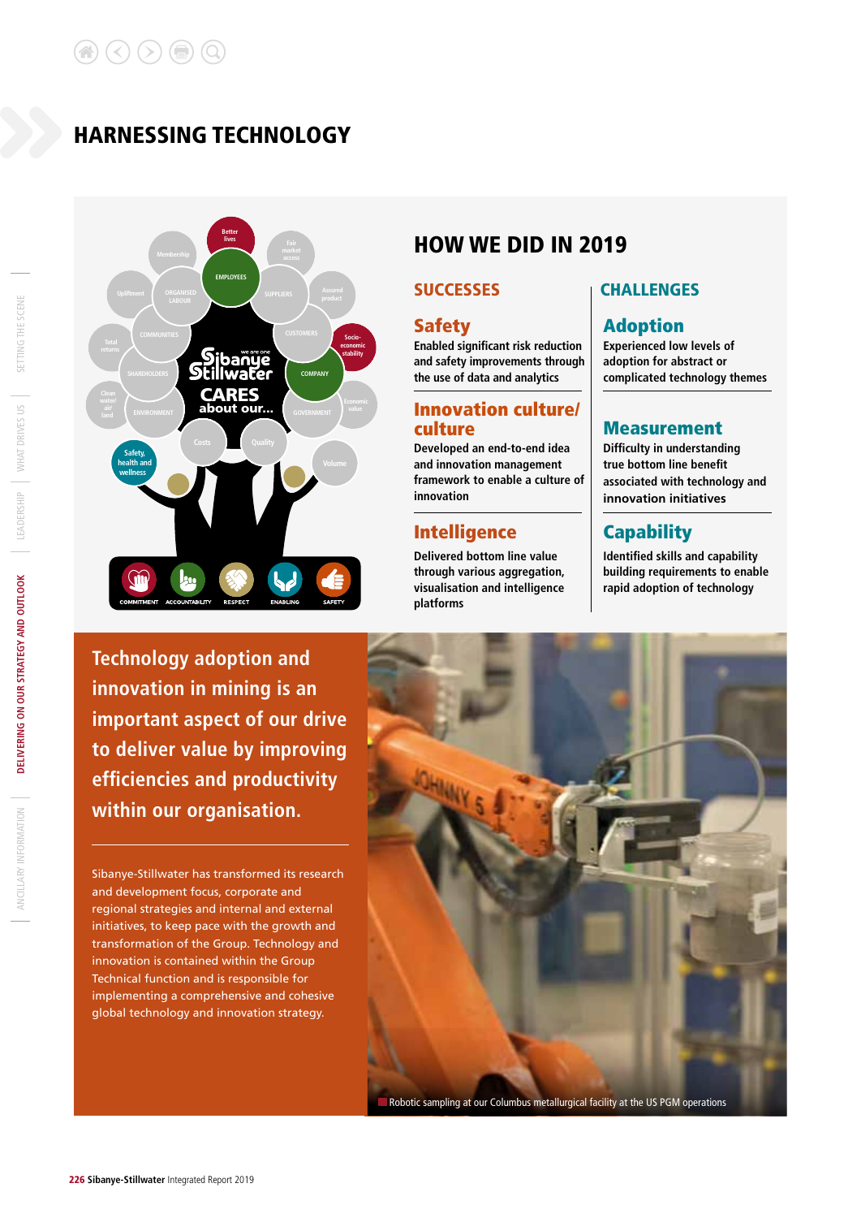# HARNESSING TECHNOLOGY

## HOW WE DID IN 2019

### SUCCESSES

**Safety**
Enabled significant risk reduction and safety improvements through the use of data and analytics

**Innovation culture/culture**
Developed an end-to-end idea and innovation management framework to enable a culture of innovation

**Intelligence**
Delivered bottom line value through various aggregation, visualisation and intelligence platforms

### CHALLENGES

**Adoption**
Experienced low levels of adoption for abstract or complicated technology themes

**Measurement**
Difficulty in understanding true bottom line benefit associated with technology and innovation initiatives

**Capability**
Identified skills and capability building requirements to enable rapid adoption of technology

**Technology adoption and innovation in mining is an important aspect of our drive to deliver value by improving efficiencies and productivity within our organisation.**

Sibanye-Stillwater has transformed its research and development focus, corporate and regional strategies and internal and external initiatives, to keep pace with the growth and transformation of the Group. Technology and innovation is contained within the Group Technical function and is responsible for implementing a comprehensive and cohesive global technology and innovation strategy.

Robotic sampling at our Columbus metallurgical facility at the US PGM operations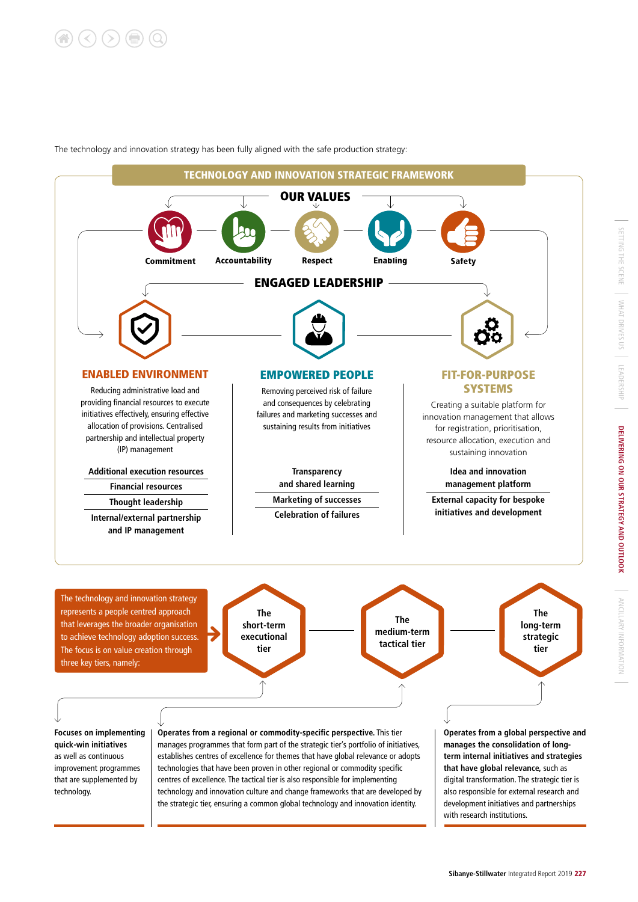The technology and innovation strategy has been fully aligned with the safe production strategy:

## TECHNOLOGY AND INNOVATION STRATEGIC FRAMEWORK

### OUR VALUES

Commitment · Accountability · Respect · Enabling · Safety

### ENGAGED LEADERSHIP

#### ENABLED ENVIRONMENT

Reducing administrative load and providing financial resources to execute initiatives effectively, ensuring effective allocation of provisions. Centralised partnership and intellectual property (IP) management

- **Additional execution resources**
- **Financial resources**
- **Thought leadership**
- **Internal/external partnership and IP management**

#### EMPOWERED PEOPLE

Removing perceived risk of failure and consequences by celebrating failures and marketing successes and sustaining results from initiatives

- **Transparency and shared learning**
- **Marketing of successes**
- **Celebration of failures**

#### FIT-FOR-PURPOSE SYSTEMS

Creating a suitable platform for innovation management that allows for registration, prioritisation, resource allocation, execution and sustaining innovation

- **Idea and innovation management platform**
- **External capacity for bespoke initiatives and development**

The technology and innovation strategy represents a people centred approach that leverages the broader organisation to achieve technology adoption success. The focus is on value creation through three key tiers, namely:

**The short-term executional tier**

**Focuses on implementing quick-win initiatives** as well as continuous improvement programmes that are supplemented by technology.

**The medium-term tactical tier**

**Operates from a regional or commodity-specific perspective.** This tier manages programmes that form part of the strategic tier's portfolio of initiatives, establishes centres of excellence for themes that have global relevance or adopts technologies that have been proven in other regional or commodity specific centres of excellence. The tactical tier is also responsible for implementing technology and innovation culture and change frameworks that are developed by the strategic tier, ensuring a common global technology and innovation identity.

**The long-term strategic tier**

**Operates from a global perspective and manages the consolidation of long-term internal initiatives and strategies that have global relevance,** such as digital transformation. The strategic tier is also responsible for external research and development initiatives and partnerships with research institutions.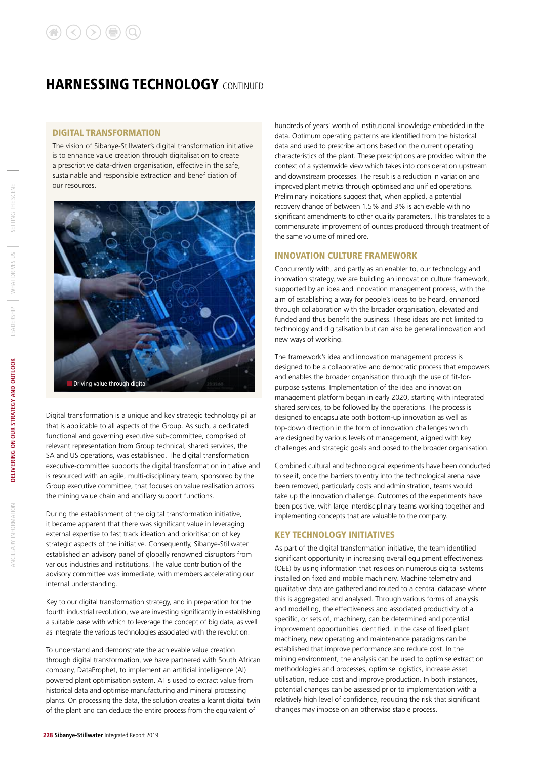# HARNESSING TECHNOLOGY CONTINUED

## DIGITAL TRANSFORMATION

The vision of Sibanye-Stillwater's digital transformation initiative is to enhance value creation through digitalisation to create a prescriptive data-driven organisation, effective in the safe, sustainable and responsible extraction and beneficiation of our resources.

Driving value through digital

Digital transformation is a unique and key strategic technology pillar that is applicable to all aspects of the Group. As such, a dedicated functional and governing executive sub-committee, comprised of relevant representation from Group technical, shared services, the SA and US operations, was established. The digital transformation executive-committee supports the digital transformation initiative and is resourced with an agile, multi-disciplinary team, sponsored by the Group executive committee, that focuses on value realisation across the mining value chain and ancillary support functions.

During the establishment of the digital transformation initiative, it became apparent that there was significant value in leveraging external expertise to fast track ideation and prioritisation of key strategic aspects of the initiative. Consequently, Sibanye-Stillwater established an advisory panel of globally renowned disruptors from various industries and institutions. The value contribution of the advisory committee was immediate, with members accelerating our internal understanding.

Key to our digital transformation strategy, and in preparation for the fourth industrial revolution, we are investing significantly in establishing a suitable base with which to leverage the concept of big data, as well as integrate the various technologies associated with the revolution.

To understand and demonstrate the achievable value creation through digital transformation, we have partnered with South African company, DataProphet, to implement an artificial intelligence (AI) powered plant optimisation system. AI is used to extract value from historical data and optimise manufacturing and mineral processing plants. On processing the data, the solution creates a learnt digital twin of the plant and can deduce the entire process from the equivalent of hundreds of years' worth of institutional knowledge embedded in the data. Optimum operating patterns are identified from the historical data and used to prescribe actions based on the current operating characteristics of the plant. These prescriptions are provided within the context of a systemwide view which takes into consideration upstream and downstream processes. The result is a reduction in variation and improved plant metrics through optimised and unified operations. Preliminary indications suggest that, when applied, a potential recovery change of between 1.5% and 3% is achievable with no significant amendments to other quality parameters. This translates to a commensurate improvement of ounces produced through treatment of the same volume of mined ore.

## INNOVATION CULTURE FRAMEWORK

Concurrently with, and partly as an enabler to, our technology and innovation strategy, we are building an innovation culture framework, supported by an idea and innovation management process, with the aim of establishing a way for people's ideas to be heard, enhanced through collaboration with the broader organisation, elevated and funded and thus benefit the business. These ideas are not limited to technology and digitalisation but can also be general innovation and new ways of working.

The framework's idea and innovation management process is designed to be a collaborative and democratic process that empowers and enables the broader organisation through the use of fit-for-purpose systems. Implementation of the idea and innovation management platform began in early 2020, starting with integrated shared services, to be followed by the operations. The process is designed to encapsulate both bottom-up innovation as well as top-down direction in the form of innovation challenges which are designed by various levels of management, aligned with key challenges and strategic goals and posed to the broader organisation.

Combined cultural and technological experiments have been conducted to see if, once the barriers to entry into the technological arena have been removed, particularly costs and administration, teams would take up the innovation challenge. Outcomes of the experiments have been positive, with large interdisciplinary teams working together and implementing concepts that are valuable to the company.

## KEY TECHNOLOGY INITIATIVES

As part of the digital transformation initiative, the team identified significant opportunity in increasing overall equipment effectiveness (OEE) by using information that resides on numerous digital systems installed on fixed and mobile machinery. Machine telemetry and qualitative data are gathered and routed to a central database where this is aggregated and analysed. Through various forms of analysis and modelling, the effectiveness and associated productivity of a specific, or sets of, machinery, can be determined and potential improvement opportunities identified. In the case of fixed plant machinery, new operating and maintenance paradigms can be established that improve performance and reduce cost. In the mining environment, the analysis can be used to optimise extraction methodologies and processes, optimise logistics, increase asset utilisation, reduce cost and improve production. In both instances, potential changes can be assessed prior to implementation with a relatively high level of confidence, reducing the risk that significant changes may impose on an otherwise stable process.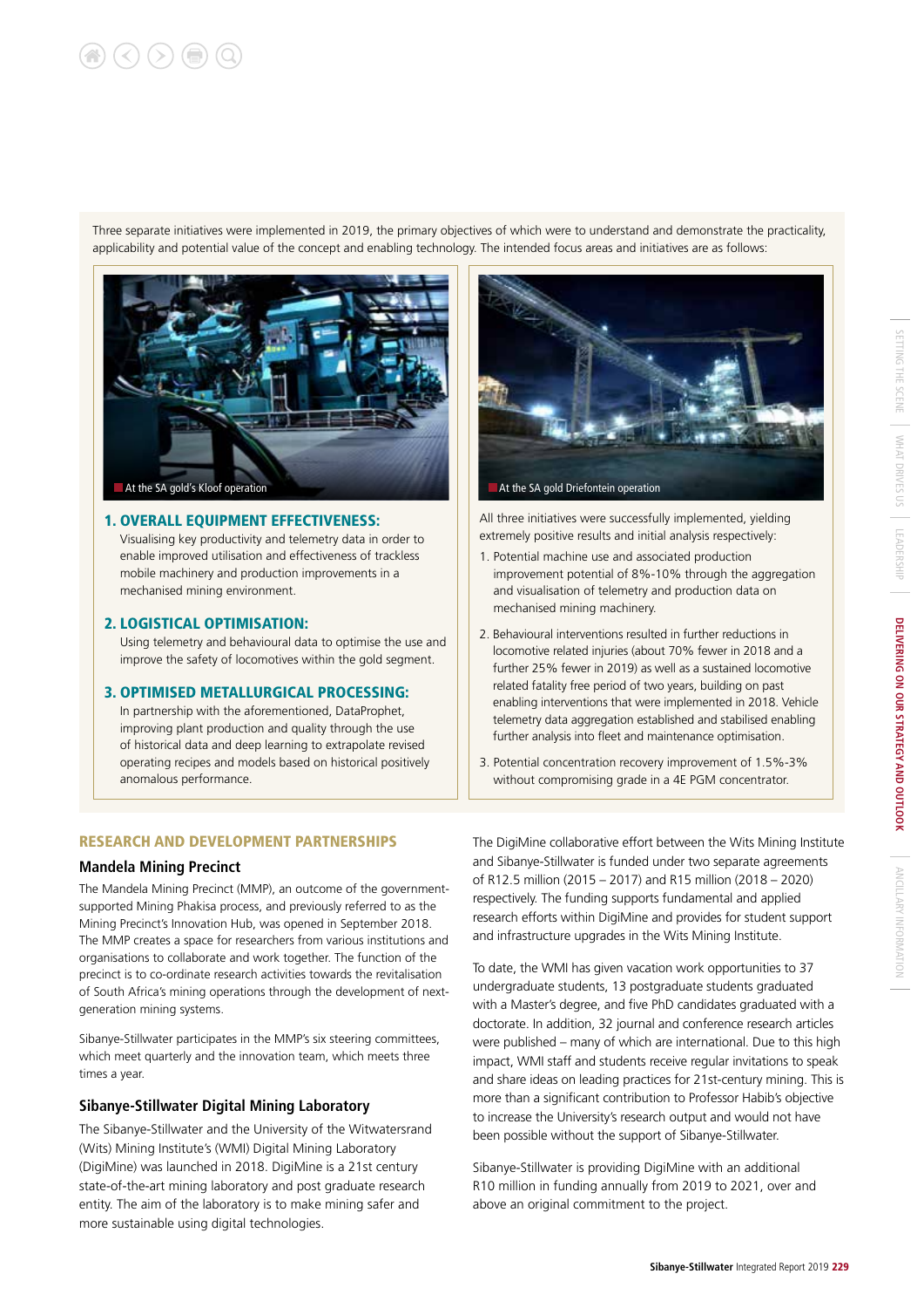Three separate initiatives were implemented in 2019, the primary objectives of which were to understand and demonstrate the practicality, applicability and potential value of the concept and enabling technology. The intended focus areas and initiatives are as follows:

At the SA gold's Kloof operation

### 1. OVERALL EQUIPMENT EFFECTIVENESS:

Visualising key productivity and telemetry data in order to enable improved utilisation and effectiveness of trackless mobile machinery and production improvements in a mechanised mining environment.

### 2. LOGISTICAL OPTIMISATION:

Using telemetry and behavioural data to optimise the use and improve the safety of locomotives within the gold segment.

### 3. OPTIMISED METALLURGICAL PROCESSING:

In partnership with the aforementioned, DataProphet, improving plant production and quality through the use of historical data and deep learning to extrapolate revised operating recipes and models based on historical positively anomalous performance.

At the SA gold Driefontein operation

All three initiatives were successfully implemented, yielding extremely positive results and initial analysis respectively:

1. Potential machine use and associated production improvement potential of 8%-10% through the aggregation and visualisation of telemetry and production data on mechanised mining machinery.
2. Behavioural interventions resulted in further reductions in locomotive related injuries (about 70% fewer in 2018 and a further 25% fewer in 2019) as well as a sustained locomotive related fatality free period of two years, building on past enabling interventions that were implemented in 2018. Vehicle telemetry data aggregation established and stabilised enabling further analysis into fleet and maintenance optimisation.
3. Potential concentration recovery improvement of 1.5%-3% without compromising grade in a 4E PGM concentrator.

## RESEARCH AND DEVELOPMENT PARTNERSHIPS

### Mandela Mining Precinct

The Mandela Mining Precinct (MMP), an outcome of the government-supported Mining Phakisa process, and previously referred to as the Mining Precinct's Innovation Hub, was opened in September 2018. The MMP creates a space for researchers from various institutions and organisations to collaborate and work together. The function of the precinct is to co-ordinate research activities towards the revitalisation of South Africa's mining operations through the development of next-generation mining systems.

Sibanye-Stillwater participates in the MMP's six steering committees, which meet quarterly and the innovation team, which meets three times a year.

### Sibanye-Stillwater Digital Mining Laboratory

The Sibanye-Stillwater and the University of the Witwatersrand (Wits) Mining Institute's (WMI) Digital Mining Laboratory (DigiMine) was launched in 2018. DigiMine is a 21st century state-of-the-art mining laboratory and post graduate research entity. The aim of the laboratory is to make mining safer and more sustainable using digital technologies.

The DigiMine collaborative effort between the Wits Mining Institute and Sibanye-Stillwater is funded under two separate agreements of R12.5 million (2015 – 2017) and R15 million (2018 – 2020) respectively. The funding supports fundamental and applied research efforts within DigiMine and provides for student support and infrastructure upgrades in the Wits Mining Institute.

To date, the WMI has given vacation work opportunities to 37 undergraduate students, 13 postgraduate students graduated with a Master's degree, and five PhD candidates graduated with a doctorate. In addition, 32 journal and conference research articles were published – many of which are international. Due to this high impact, WMI staff and students receive regular invitations to speak and share ideas on leading practices for 21st-century mining. This is more than a significant contribution to Professor Habib's objective to increase the University's research output and would not have been possible without the support of Sibanye-Stillwater.

Sibanye-Stillwater is providing DigiMine with an additional R10 million in funding annually from 2019 to 2021, over and above an original commitment to the project.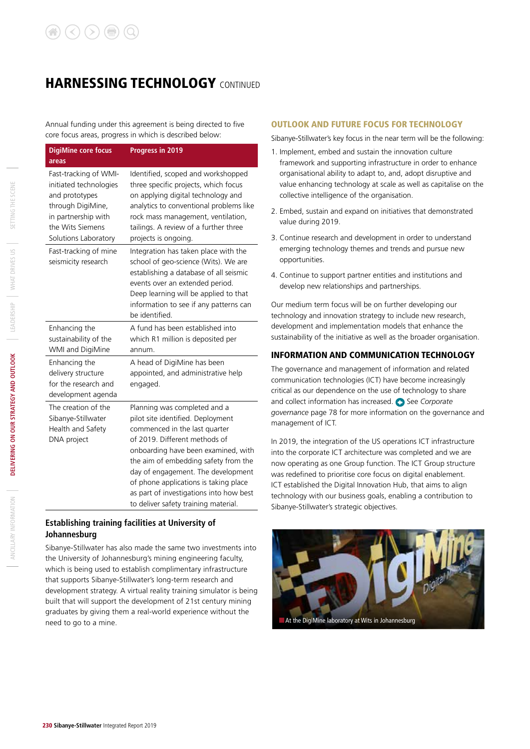# HARNESSING TECHNOLOGY CONTINUED

Annual funding under this agreement is being directed to five core focus areas, progress in which is described below:

| DigiMine core focus areas | Progress in 2019 |
| --- | --- |
| Fast-tracking of WMI-initiated technologies and prototypes through DigiMine, in partnership with the Wits Siemens Solutions Laboratory | Identified, scoped and workshopped three specific projects, which focus on applying digital technology and analytics to conventional problems like rock mass management, ventilation, tailings. A review of a further three projects is ongoing. |
| Fast-tracking of mine seismicity research | Integration has taken place with the school of geo-science (Wits). We are establishing a database of all seismic events over an extended period. Deep learning will be applied to that information to see if any patterns can be identified. |
| Enhancing the sustainability of the WMI and DigiMine | A fund has been established into which R1 million is deposited per annum. |
| Enhancing the delivery structure for the research and development agenda | A head of DigiMine has been appointed, and administrative help engaged. |
| The creation of the Sibanye-Stillwater Health and Safety DNA project | Planning was completed and a pilot site identified. Deployment commenced in the last quarter of 2019. Different methods of onboarding have been examined, with the aim of embedding safety from the day of engagement. The development of phone applications is taking place as part of investigations into how best to deliver safety training material. |

### Establishing training facilities at University of Johannesburg

Sibanye-Stillwater has also made the same two investments into the University of Johannesburg's mining engineering faculty, which is being used to establish complimentary infrastructure that supports Sibanye-Stillwater's long-term research and development strategy. A virtual reality training simulator is being built that will support the development of 21st century mining graduates by giving them a real-world experience without the need to go to a mine.

## OUTLOOK AND FUTURE FOCUS FOR TECHNOLOGY

Sibanye-Stillwater's key focus in the near term will be the following:

1. Implement, embed and sustain the innovation culture framework and supporting infrastructure in order to enhance organisational ability to adapt to, and, adopt disruptive and value enhancing technology at scale as well as capitalise on the collective intelligence of the organisation.
2. Embed, sustain and expand on initiatives that demonstrated value during 2019.
3. Continue research and development in order to understand emerging technology themes and trends and pursue new opportunities.
4. Continue to support partner entities and institutions and develop new relationships and partnerships.

Our medium term focus will be on further developing our technology and innovation strategy to include new research, development and implementation models that enhance the sustainability of the initiative as well as the broader organisation.

## INFORMATION AND COMMUNICATION TECHNOLOGY

The governance and management of information and related communication technologies (ICT) have become increasingly critical as our dependence on the use of technology to share and collect information has increased. See *Corporate governance* page 78 for more information on the governance and management of ICT.

In 2019, the integration of the US operations ICT infrastructure into the corporate ICT architecture was completed and we are now operating as one Group function. The ICT Group structure was redefined to prioritise core focus on digital enablement. ICT established the Digital Innovation Hub, that aims to align technology with our business goals, enabling a contribution to Sibanye-Stillwater's strategic objectives.

At the DigiMine laboratory at Wits in Johannesburg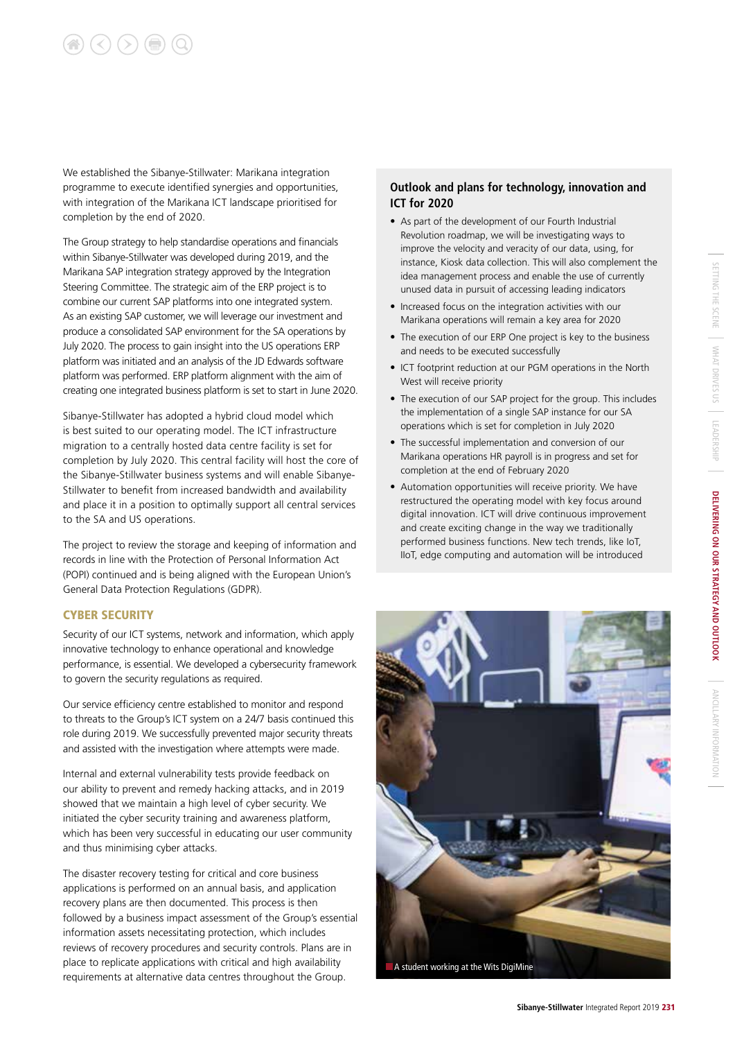We established the Sibanye-Stillwater: Marikana integration programme to execute identified synergies and opportunities, with integration of the Marikana ICT landscape prioritised for completion by the end of 2020.

The Group strategy to help standardise operations and financials within Sibanye-Stillwater was developed during 2019, and the Marikana SAP integration strategy approved by the Integration Steering Committee. The strategic aim of the ERP project is to combine our current SAP platforms into one integrated system. As an existing SAP customer, we will leverage our investment and produce a consolidated SAP environment for the SA operations by July 2020. The process to gain insight into the US operations ERP platform was initiated and an analysis of the JD Edwards software platform was performed. ERP platform alignment with the aim of creating one integrated business platform is set to start in June 2020.

Sibanye-Stillwater has adopted a hybrid cloud model which is best suited to our operating model. The ICT infrastructure migration to a centrally hosted data centre facility is set for completion by July 2020. This central facility will host the core of the Sibanye-Stillwater business systems and will enable Sibanye-Stillwater to benefit from increased bandwidth and availability and place it in a position to optimally support all central services to the SA and US operations.

The project to review the storage and keeping of information and records in line with the Protection of Personal Information Act (POPI) continued and is being aligned with the European Union's General Data Protection Regulations (GDPR).

## CYBER SECURITY

Security of our ICT systems, network and information, which apply innovative technology to enhance operational and knowledge performance, is essential. We developed a cybersecurity framework to govern the security regulations as required.

Our service efficiency centre established to monitor and respond to threats to the Group's ICT system on a 24/7 basis continued this role during 2019. We successfully prevented major security threats and assisted with the investigation where attempts were made.

Internal and external vulnerability tests provide feedback on our ability to prevent and remedy hacking attacks, and in 2019 showed that we maintain a high level of cyber security. We initiated the cyber security training and awareness platform, which has been very successful in educating our user community and thus minimising cyber attacks.

The disaster recovery testing for critical and core business applications is performed on an annual basis, and application recovery plans are then documented. This process is then followed by a business impact assessment of the Group's essential information assets necessitating protection, which includes reviews of recovery procedures and security controls. Plans are in place to replicate applications with critical and high availability requirements at alternative data centres throughout the Group.

### Outlook and plans for technology, innovation and ICT for 2020

- As part of the development of our Fourth Industrial Revolution roadmap, we will be investigating ways to improve the velocity and veracity of our data, using, for instance, Kiosk data collection. This will also complement the idea management process and enable the use of currently unused data in pursuit of accessing leading indicators
- Increased focus on the integration activities with our Marikana operations will remain a key area for 2020
- The execution of our ERP One project is key to the business and needs to be executed successfully
- ICT footprint reduction at our PGM operations in the North West will receive priority
- The execution of our SAP project for the group. This includes the implementation of a single SAP instance for our SA operations which is set for completion in July 2020
- The successful implementation and conversion of our Marikana operations HR payroll is in progress and set for completion at the end of February 2020
- Automation opportunities will receive priority. We have restructured the operating model with key focus around digital innovation. ICT will drive continuous improvement and create exciting change in the way we traditionally performed business functions. New tech trends, like IoT, IIoT, edge computing and automation will be introduced

A student working at the Wits DigiMine